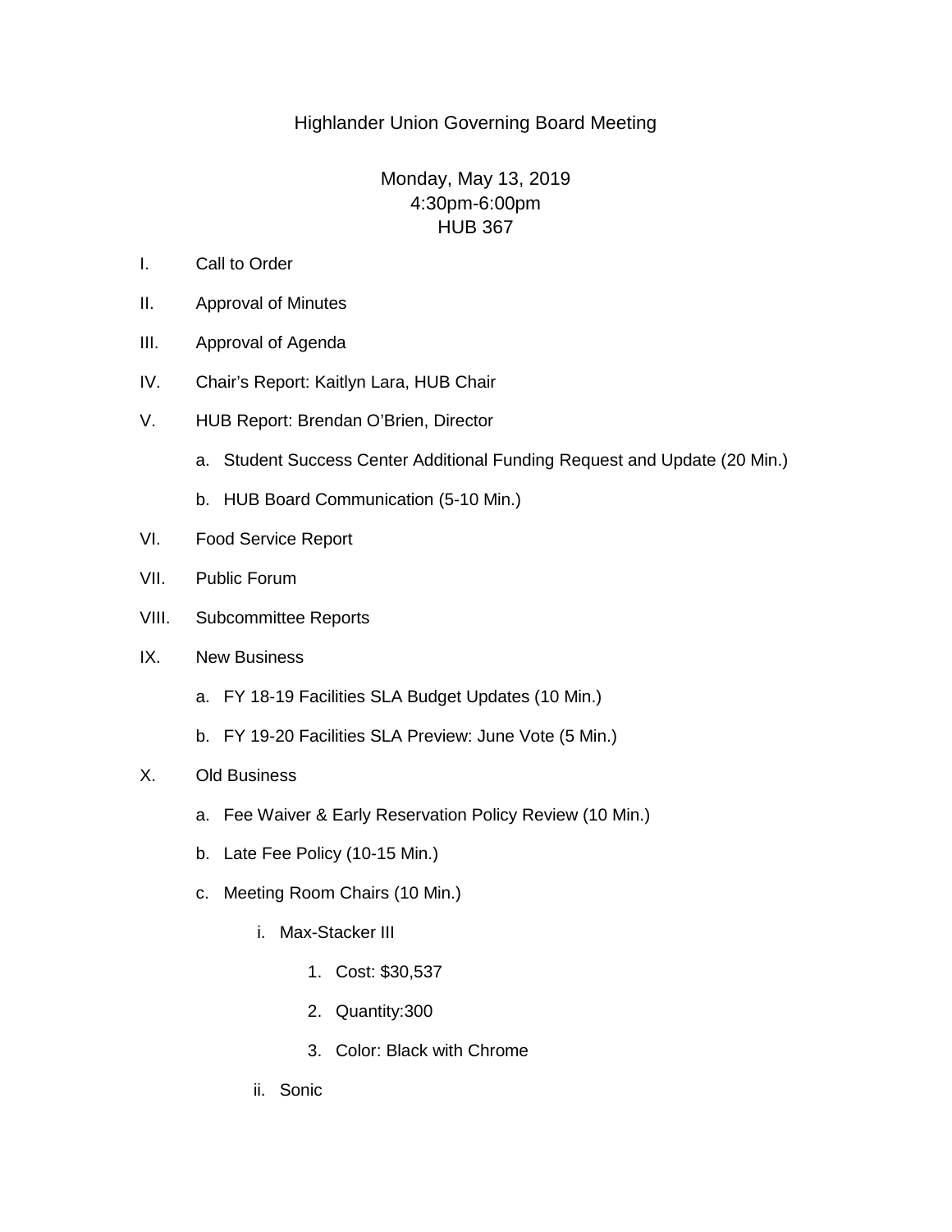# Highlander Union Governing Board Meeting

Monday, May 13, 2019
4:30pm-6:00pm
HUB 367

I. Call to Order

II. Approval of Minutes

III. Approval of Agenda

IV. Chair's Report: Kaitlyn Lara, HUB Chair

V. HUB Report: Brendan O'Brien, Director

   a. Student Success Center Additional Funding Request and Update (20 Min.)

   b. HUB Board Communication (5-10 Min.)

VI. Food Service Report

VII. Public Forum

VIII. Subcommittee Reports

IX. New Business

   a. FY 18-19 Facilities SLA Budget Updates (10 Min.)

   b. FY 19-20 Facilities SLA Preview: June Vote (5 Min.)

X. Old Business

   a. Fee Waiver & Early Reservation Policy Review (10 Min.)

   b. Late Fee Policy (10-15 Min.)

   c. Meeting Room Chairs (10 Min.)

      i. Max-Stacker III

         1. Cost: $30,537

         2. Quantity:300

         3. Color: Black with Chrome

      ii. Sonic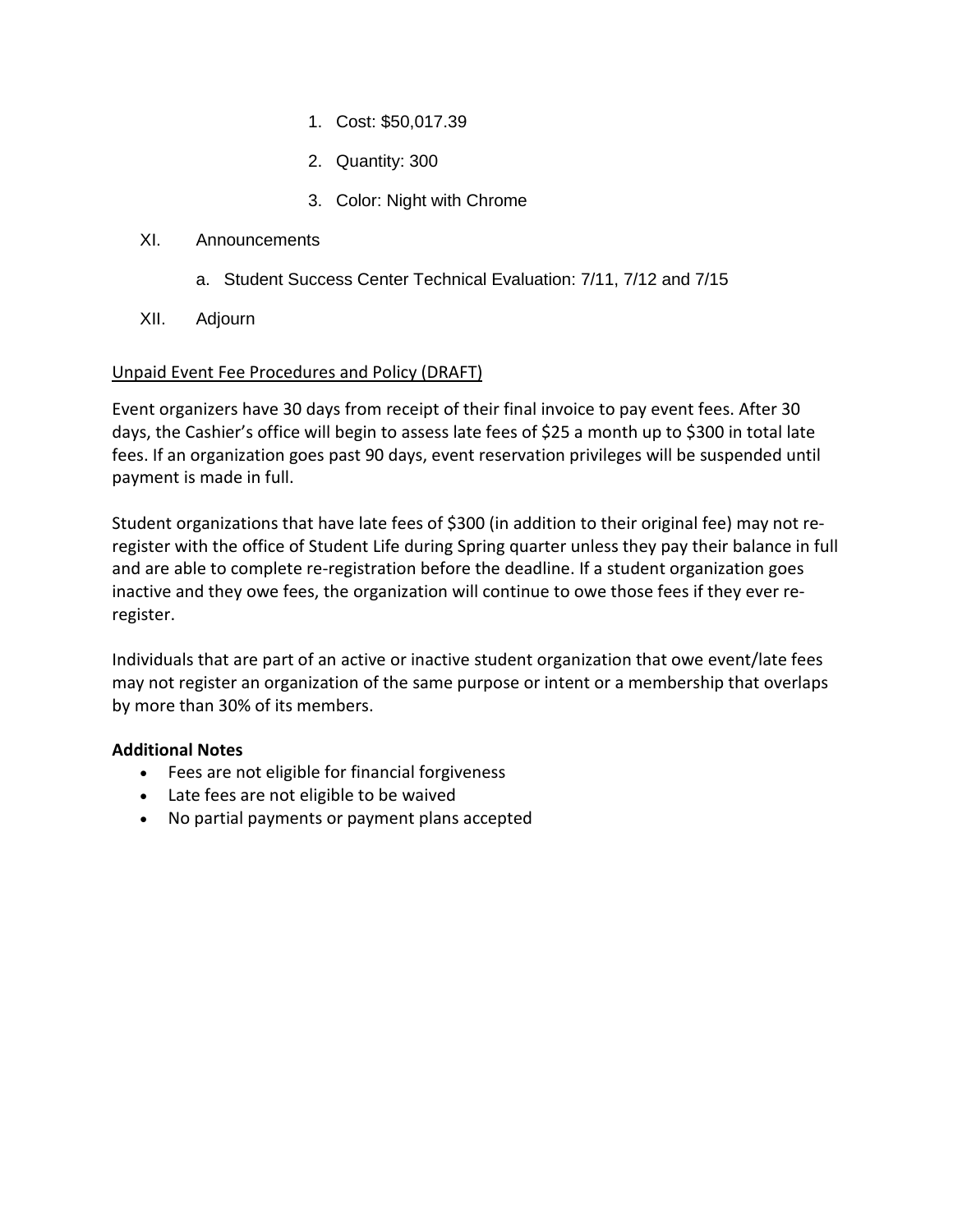1. Cost: $50,017.39
2. Quantity: 300
3. Color: Night with Chrome

XI. Announcements

   a. Student Success Center Technical Evaluation: 7/11, 7/12 and 7/15

XII. Adjourn

Unpaid Event Fee Procedures and Policy (DRAFT)

Event organizers have 30 days from receipt of their final invoice to pay event fees. After 30 days, the Cashier's office will begin to assess late fees of $25 a month up to $300 in total late fees. If an organization goes past 90 days, event reservation privileges will be suspended until payment is made in full.

Student organizations that have late fees of $300 (in addition to their original fee) may not re-register with the office of Student Life during Spring quarter unless they pay their balance in full and are able to complete re-registration before the deadline. If a student organization goes inactive and they owe fees, the organization will continue to owe those fees if they ever re-register.

Individuals that are part of an active or inactive student organization that owe event/late fees may not register an organization of the same purpose or intent or a membership that overlaps by more than 30% of its members.

**Additional Notes**

- Fees are not eligible for financial forgiveness
- Late fees are not eligible to be waived
- No partial payments or payment plans accepted